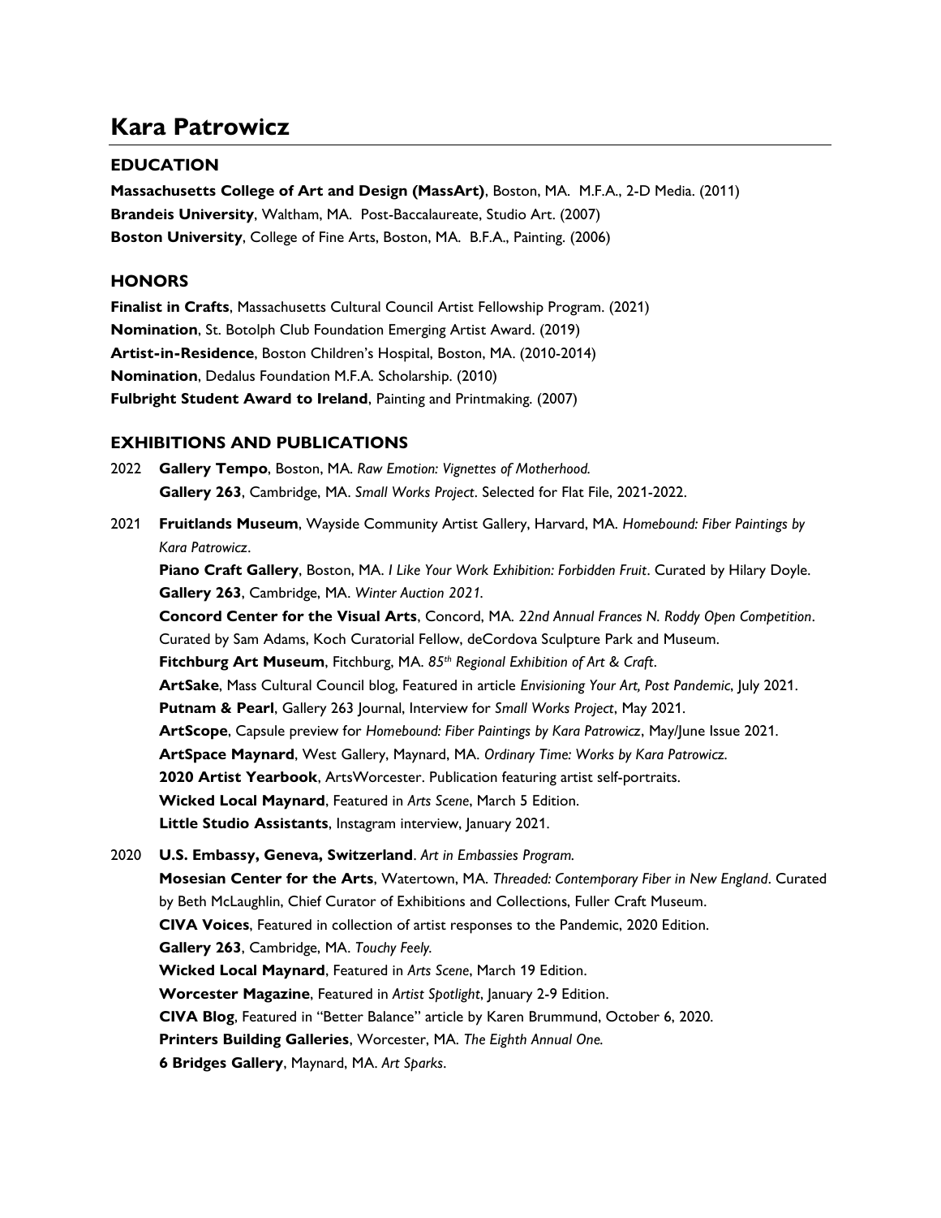# Kara Patrowicz

## EDUCATION

**Massachusetts College of Art and Design (MassArt)**, Boston, MA. M.F.A., 2-D Media. (2011)
**Brandeis University**, Waltham, MA. Post-Baccalaureate, Studio Art. (2007)
**Boston University**, College of Fine Arts, Boston, MA. B.F.A., Painting. (2006)

## HONORS

**Finalist in Crafts**, Massachusetts Cultural Council Artist Fellowship Program. (2021)
**Nomination**, St. Botolph Club Foundation Emerging Artist Award. (2019)
**Artist-in-Residence**, Boston Children's Hospital, Boston, MA. (2010-2014)
**Nomination**, Dedalus Foundation M.F.A. Scholarship. (2010)
**Fulbright Student Award to Ireland**, Painting and Printmaking. (2007)

## EXHIBITIONS AND PUBLICATIONS

2022 **Gallery Tempo**, Boston, MA. *Raw Emotion: Vignettes of Motherhood.*
**Gallery 263**, Cambridge, MA. *Small Works Project*. Selected for Flat File, 2021-2022.

2021 **Fruitlands Museum**, Wayside Community Artist Gallery, Harvard, MA. *Homebound: Fiber Paintings by Kara Patrowicz*.
**Piano Craft Gallery**, Boston, MA. *I Like Your Work Exhibition: Forbidden Fruit*. Curated by Hilary Doyle.
**Gallery 263**, Cambridge, MA. *Winter Auction 2021.*
**Concord Center for the Visual Arts**, Concord, MA. *22nd Annual Frances N. Roddy Open Competition*. Curated by Sam Adams, Koch Curatorial Fellow, deCordova Sculpture Park and Museum.
**Fitchburg Art Museum**, Fitchburg, MA. *85th Regional Exhibition of Art & Craft*.
**ArtSake**, Mass Cultural Council blog, Featured in article *Envisioning Your Art, Post Pandemic*, July 2021.
**Putnam & Pearl**, Gallery 263 Journal, Interview for *Small Works Project*, May 2021.
**ArtScope**, Capsule preview for *Homebound: Fiber Paintings by Kara Patrowicz*, May/June Issue 2021.
**ArtSpace Maynard**, West Gallery, Maynard, MA. *Ordinary Time: Works by Kara Patrowicz.*
**2020 Artist Yearbook**, ArtsWorcester. Publication featuring artist self-portraits.
**Wicked Local Maynard**, Featured in *Arts Scene*, March 5 Edition.
**Little Studio Assistants**, Instagram interview, January 2021.

2020 **U.S. Embassy, Geneva, Switzerland**. *Art in Embassies Program.*
**Mosesian Center for the Arts**, Watertown, MA. *Threaded: Contemporary Fiber in New England*. Curated by Beth McLaughlin, Chief Curator of Exhibitions and Collections, Fuller Craft Museum.
**CIVA Voices**, Featured in collection of artist responses to the Pandemic, 2020 Edition.
**Gallery 263**, Cambridge, MA. *Touchy Feely.*
**Wicked Local Maynard**, Featured in *Arts Scene*, March 19 Edition.
**Worcester Magazine**, Featured in *Artist Spotlight*, January 2-9 Edition.
**CIVA Blog**, Featured in "Better Balance" article by Karen Brummund, October 6, 2020.
**Printers Building Galleries**, Worcester, MA. *The Eighth Annual One.*
**6 Bridges Gallery**, Maynard, MA. *Art Sparks.*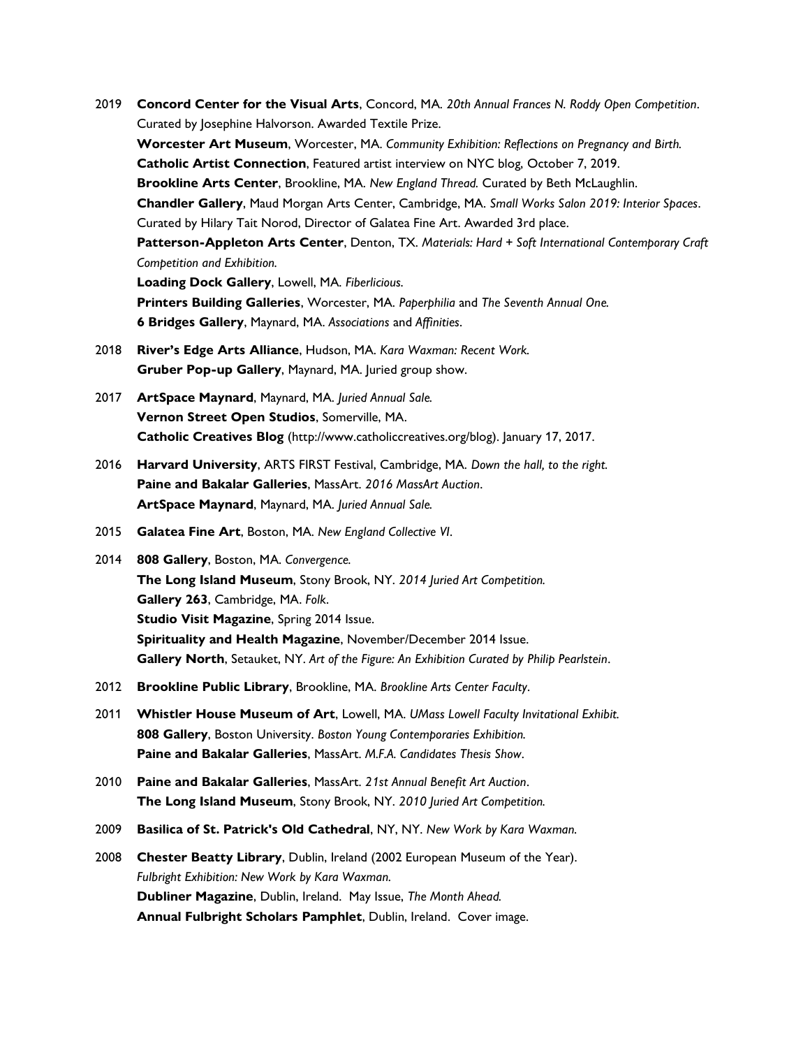2019 **Concord Center for the Visual Arts**, Concord, MA. *20th Annual Frances N. Roddy Open Competition*. Curated by Josephine Halvorson. Awarded Textile Prize.
**Worcester Art Museum**, Worcester, MA. *Community Exhibition: Reflections on Pregnancy and Birth.*
**Catholic Artist Connection**, Featured artist interview on NYC blog, October 7, 2019.
**Brookline Arts Center**, Brookline, MA. *New England Thread.* Curated by Beth McLaughlin.
**Chandler Gallery**, Maud Morgan Arts Center, Cambridge, MA. *Small Works Salon 2019: Interior Spaces*. Curated by Hilary Tait Norod, Director of Galatea Fine Art. Awarded 3rd place.
**Patterson-Appleton Arts Center**, Denton, TX. *Materials: Hard + Soft International Contemporary Craft Competition and Exhibition.*
**Loading Dock Gallery**, Lowell, MA. *Fiberlicious.*
**Printers Building Galleries**, Worcester, MA. *Paperphilia* and *The Seventh Annual One.*
**6 Bridges Gallery**, Maynard, MA. *Associations* and *Affinities*.

2018 **River's Edge Arts Alliance**, Hudson, MA. *Kara Waxman: Recent Work.*
**Gruber Pop-up Gallery**, Maynard, MA. Juried group show.

2017 **ArtSpace Maynard**, Maynard, MA. *Juried Annual Sale.*
**Vernon Street Open Studios**, Somerville, MA.
**Catholic Creatives Blog** (http://www.catholiccreatives.org/blog). January 17, 2017.

2016 **Harvard University**, ARTS FIRST Festival, Cambridge, MA. *Down the hall, to the right.*
**Paine and Bakalar Galleries**, MassArt. *2016 MassArt Auction*.
**ArtSpace Maynard**, Maynard, MA. *Juried Annual Sale.*

2015 **Galatea Fine Art**, Boston, MA. *New England Collective VI*.

2014 **808 Gallery**, Boston, MA. *Convergence.*
**The Long Island Museum**, Stony Brook, NY. *2014 Juried Art Competition.*
**Gallery 263**, Cambridge, MA. *Folk*.
**Studio Visit Magazine**, Spring 2014 Issue.
**Spirituality and Health Magazine**, November/December 2014 Issue.
**Gallery North**, Setauket, NY. *Art of the Figure: An Exhibition Curated by Philip Pearlstein*.

2012 **Brookline Public Library**, Brookline, MA. *Brookline Arts Center Faculty*.

2011 **Whistler House Museum of Art**, Lowell, MA. *UMass Lowell Faculty Invitational Exhibit.*
**808 Gallery**, Boston University. *Boston Young Contemporaries Exhibition.*
**Paine and Bakalar Galleries**, MassArt. *M.F.A. Candidates Thesis Show*.

2010 **Paine and Bakalar Galleries**, MassArt. *21st Annual Benefit Art Auction*.
**The Long Island Museum**, Stony Brook, NY. *2010 Juried Art Competition.*

2009 **Basilica of St. Patrick's Old Cathedral**, NY, NY. *New Work by Kara Waxman.*

2008 **Chester Beatty Library**, Dublin, Ireland (2002 European Museum of the Year). *Fulbright Exhibition: New Work by Kara Waxman.*
**Dubliner Magazine**, Dublin, Ireland. May Issue, *The Month Ahead.*
**Annual Fulbright Scholars Pamphlet**, Dublin, Ireland. Cover image.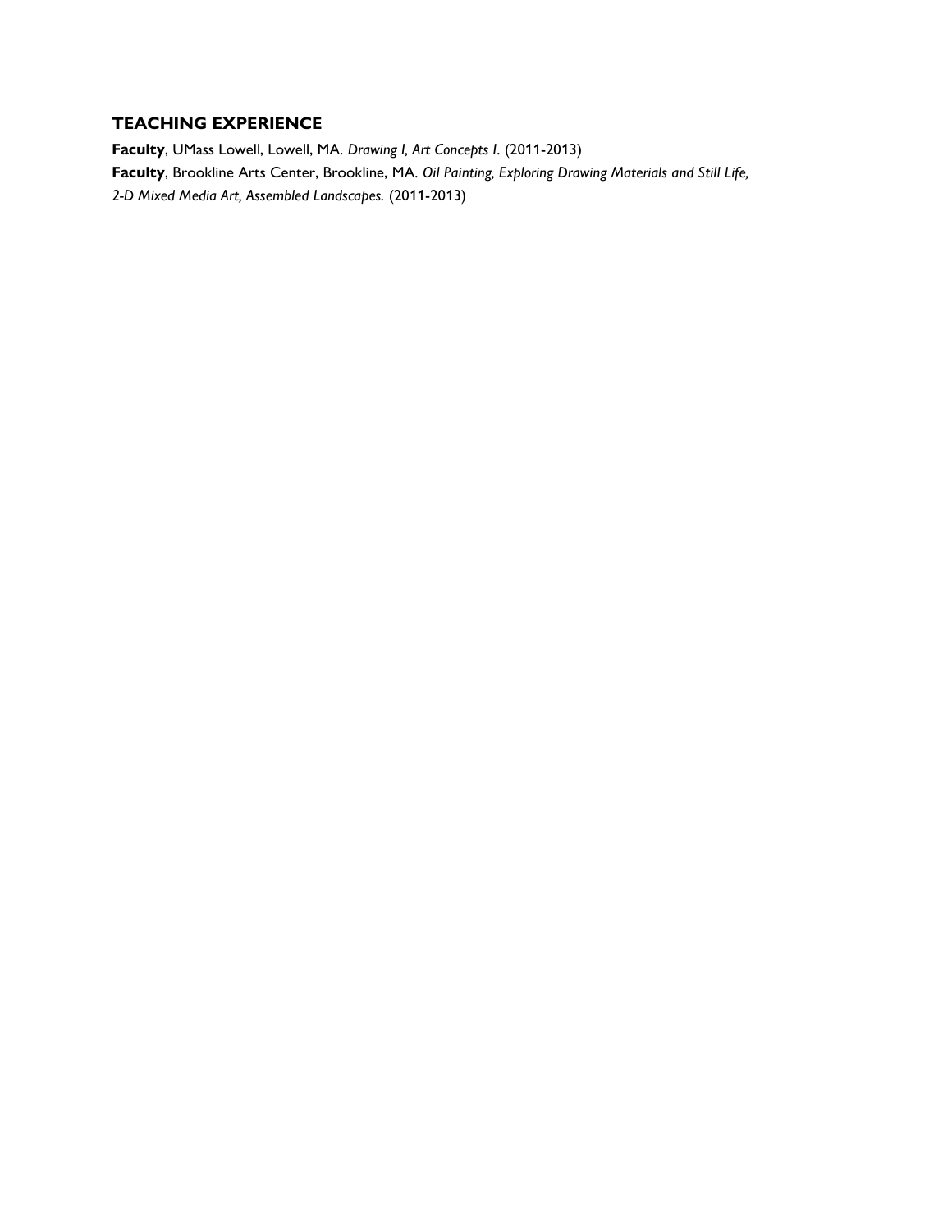## TEACHING EXPERIENCE

**Faculty**, UMass Lowell, Lowell, MA. *Drawing I, Art Concepts I.* (2011-2013)
**Faculty**, Brookline Arts Center, Brookline, MA. *Oil Painting, Exploring Drawing Materials and Still Life, 2-D Mixed Media Art, Assembled Landscapes.* (2011-2013)